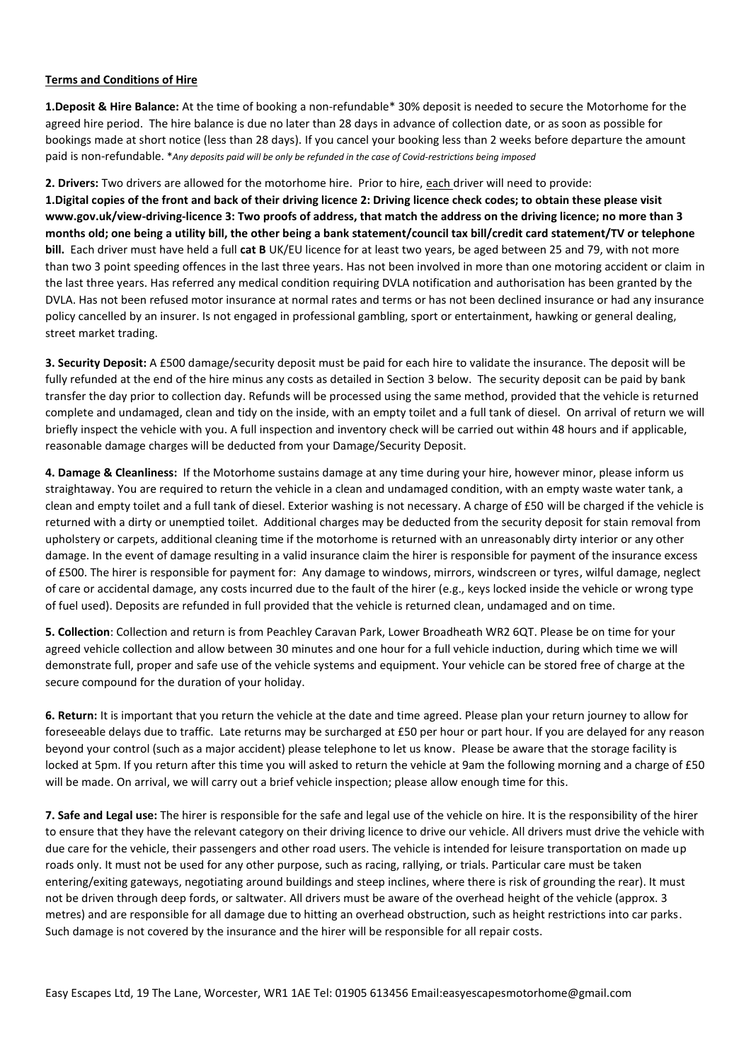**Terms and Conditions of Hire**

**1.Deposit & Hire Balance:** At the time of booking a non-refundable* 30% deposit is needed to secure the Motorhome for the agreed hire period. The hire balance is due no later than 28 days in advance of collection date, or as soon as possible for bookings made at short notice (less than 28 days). If you cancel your booking less than 2 weeks before departure the amount paid is non-refundable. **Any deposits paid will be only be refunded in the case of Covid-restrictions being imposed*

**2. Drivers:** Two drivers are allowed for the motorhome hire. Prior to hire, each driver will need to provide:
**1.Digital copies of the front and back of their driving licence 2: Driving licence check codes; to obtain these please visit www.gov.uk/view-driving-licence 3: Two proofs of address, that match the address on the driving licence; no more than 3 months old; one being a utility bill, the other being a bank statement/council tax bill/credit card statement/TV or telephone bill.** Each driver must have held a full **cat B** UK/EU licence for at least two years, be aged between 25 and 79, with not more than two 3 point speeding offences in the last three years. Has not been involved in more than one motoring accident or claim in the last three years. Has referred any medical condition requiring DVLA notification and authorisation has been granted by the DVLA. Has not been refused motor insurance at normal rates and terms or has not been declined insurance or had any insurance policy cancelled by an insurer. Is not engaged in professional gambling, sport or entertainment, hawking or general dealing, street market trading.

**3. Security Deposit:** A £500 damage/security deposit must be paid for each hire to validate the insurance. The deposit will be fully refunded at the end of the hire minus any costs as detailed in Section 3 below. The security deposit can be paid by bank transfer the day prior to collection day. Refunds will be processed using the same method, provided that the vehicle is returned complete and undamaged, clean and tidy on the inside, with an empty toilet and a full tank of diesel. On arrival of return we will briefly inspect the vehicle with you. A full inspection and inventory check will be carried out within 48 hours and if applicable, reasonable damage charges will be deducted from your Damage/Security Deposit.

**4. Damage & Cleanliness:** If the Motorhome sustains damage at any time during your hire, however minor, please inform us straightaway. You are required to return the vehicle in a clean and undamaged condition, with an empty waste water tank, a clean and empty toilet and a full tank of diesel. Exterior washing is not necessary. A charge of £50 will be charged if the vehicle is returned with a dirty or unemptied toilet. Additional charges may be deducted from the security deposit for stain removal from upholstery or carpets, additional cleaning time if the motorhome is returned with an unreasonably dirty interior or any other damage. In the event of damage resulting in a valid insurance claim the hirer is responsible for payment of the insurance excess of £500. The hirer is responsible for payment for: Any damage to windows, mirrors, windscreen or tyres, wilful damage, neglect of care or accidental damage, any costs incurred due to the fault of the hirer (e.g., keys locked inside the vehicle or wrong type of fuel used). Deposits are refunded in full provided that the vehicle is returned clean, undamaged and on time.

**5. Collection**: Collection and return is from Peachley Caravan Park, Lower Broadheath WR2 6QT. Please be on time for your agreed vehicle collection and allow between 30 minutes and one hour for a full vehicle induction, during which time we will demonstrate full, proper and safe use of the vehicle systems and equipment. Your vehicle can be stored free of charge at the secure compound for the duration of your holiday.

**6. Return:** It is important that you return the vehicle at the date and time agreed. Please plan your return journey to allow for foreseeable delays due to traffic. Late returns may be surcharged at £50 per hour or part hour. If you are delayed for any reason beyond your control (such as a major accident) please telephone to let us know. Please be aware that the storage facility is locked at 5pm. If you return after this time you will asked to return the vehicle at 9am the following morning and a charge of £50 will be made. On arrival, we will carry out a brief vehicle inspection; please allow enough time for this.

**7. Safe and Legal use:** The hirer is responsible for the safe and legal use of the vehicle on hire. It is the responsibility of the hirer to ensure that they have the relevant category on their driving licence to drive our vehicle. All drivers must drive the vehicle with due care for the vehicle, their passengers and other road users. The vehicle is intended for leisure transportation on made up roads only. It must not be used for any other purpose, such as racing, rallying, or trials. Particular care must be taken entering/exiting gateways, negotiating around buildings and steep inclines, where there is risk of grounding the rear). It must not be driven through deep fords, or saltwater. All drivers must be aware of the overhead height of the vehicle (approx. 3 metres) and are responsible for all damage due to hitting an overhead obstruction, such as height restrictions into car parks. Such damage is not covered by the insurance and the hirer will be responsible for all repair costs.

Easy Escapes Ltd, 19 The Lane, Worcester, WR1 1AE Tel: 01905 613456 Email:easyescapesmotorhome@gmail.com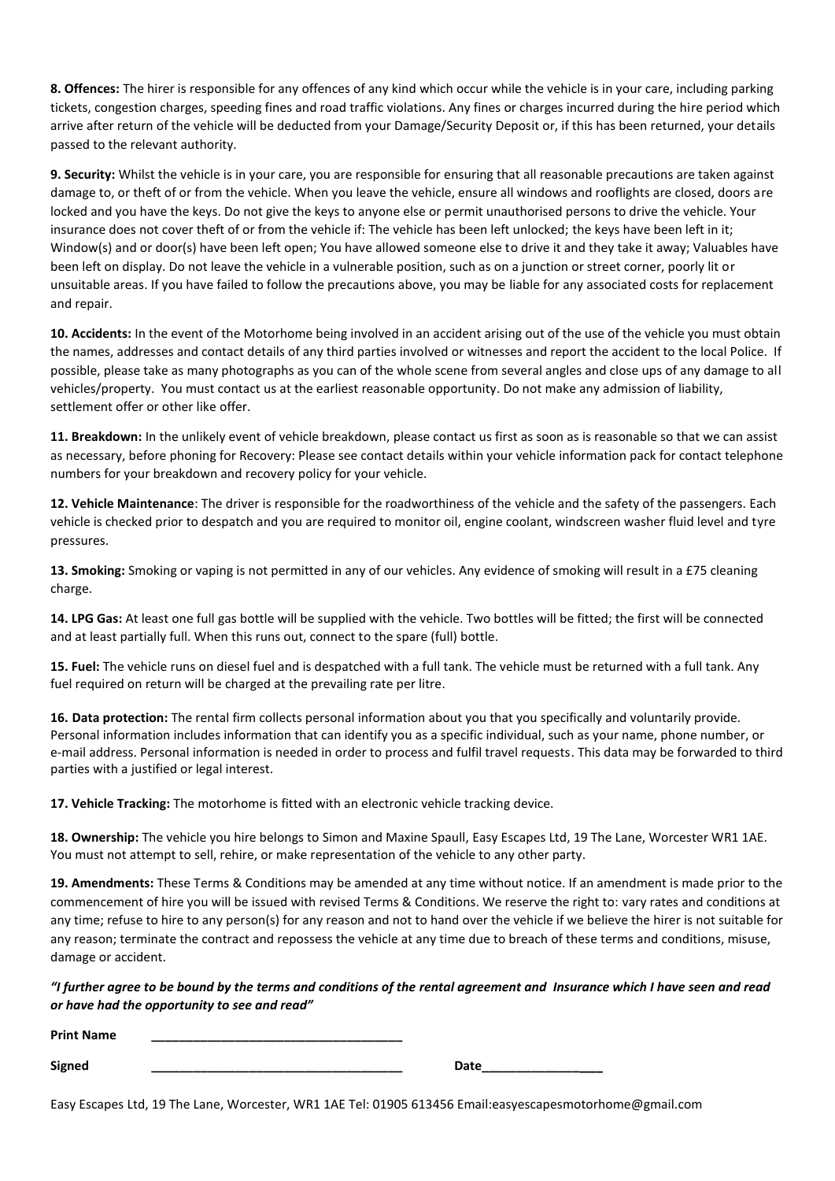**8. Offences:** The hirer is responsible for any offences of any kind which occur while the vehicle is in your care, including parking tickets, congestion charges, speeding fines and road traffic violations. Any fines or charges incurred during the hire period which arrive after return of the vehicle will be deducted from your Damage/Security Deposit or, if this has been returned, your details passed to the relevant authority.

**9. Security:** Whilst the vehicle is in your care, you are responsible for ensuring that all reasonable precautions are taken against damage to, or theft of or from the vehicle. When you leave the vehicle, ensure all windows and rooflights are closed, doors are locked and you have the keys. Do not give the keys to anyone else or permit unauthorised persons to drive the vehicle. Your insurance does not cover theft of or from the vehicle if: The vehicle has been left unlocked; the keys have been left in it; Window(s) and or door(s) have been left open; You have allowed someone else to drive it and they take it away; Valuables have been left on display. Do not leave the vehicle in a vulnerable position, such as on a junction or street corner, poorly lit or unsuitable areas. If you have failed to follow the precautions above, you may be liable for any associated costs for replacement and repair.

**10. Accidents:** In the event of the Motorhome being involved in an accident arising out of the use of the vehicle you must obtain the names, addresses and contact details of any third parties involved or witnesses and report the accident to the local Police. If possible, please take as many photographs as you can of the whole scene from several angles and close ups of any damage to all vehicles/property. You must contact us at the earliest reasonable opportunity. Do not make any admission of liability, settlement offer or other like offer.

**11. Breakdown:** In the unlikely event of vehicle breakdown, please contact us first as soon as is reasonable so that we can assist as necessary, before phoning for Recovery: Please see contact details within your vehicle information pack for contact telephone numbers for your breakdown and recovery policy for your vehicle.

**12. Vehicle Maintenance**: The driver is responsible for the roadworthiness of the vehicle and the safety of the passengers. Each vehicle is checked prior to despatch and you are required to monitor oil, engine coolant, windscreen washer fluid level and tyre pressures.

**13. Smoking:** Smoking or vaping is not permitted in any of our vehicles. Any evidence of smoking will result in a £75 cleaning charge.

**14. LPG Gas:** At least one full gas bottle will be supplied with the vehicle. Two bottles will be fitted; the first will be connected and at least partially full. When this runs out, connect to the spare (full) bottle.

**15. Fuel:** The vehicle runs on diesel fuel and is despatched with a full tank. The vehicle must be returned with a full tank. Any fuel required on return will be charged at the prevailing rate per litre.

**16. Data protection:** The rental firm collects personal information about you that you specifically and voluntarily provide. Personal information includes information that can identify you as a specific individual, such as your name, phone number, or e-mail address. Personal information is needed in order to process and fulfil travel requests. This data may be forwarded to third parties with a justified or legal interest.

**17. Vehicle Tracking:** The motorhome is fitted with an electronic vehicle tracking device.

**18. Ownership:** The vehicle you hire belongs to Simon and Maxine Spaull, Easy Escapes Ltd, 19 The Lane, Worcester WR1 1AE. You must not attempt to sell, rehire, or make representation of the vehicle to any other party.

**19. Amendments:** These Terms & Conditions may be amended at any time without notice. If an amendment is made prior to the commencement of hire you will be issued with revised Terms & Conditions. We reserve the right to: vary rates and conditions at any time; refuse to hire to any person(s) for any reason and not to hand over the vehicle if we believe the hirer is not suitable for any reason; terminate the contract and repossess the vehicle at any time due to breach of these terms and conditions, misuse, damage or accident.

***"I further agree to be bound by the terms and conditions of the rental agreement and Insurance which I have seen and read or have had the opportunity to see and read"***

**Print Name** ____________________________________

**Signed** ____________________________________ **Date**____________________

Easy Escapes Ltd, 19 The Lane, Worcester, WR1 1AE Tel: 01905 613456 Email:easyescapesmotorhome@gmail.com